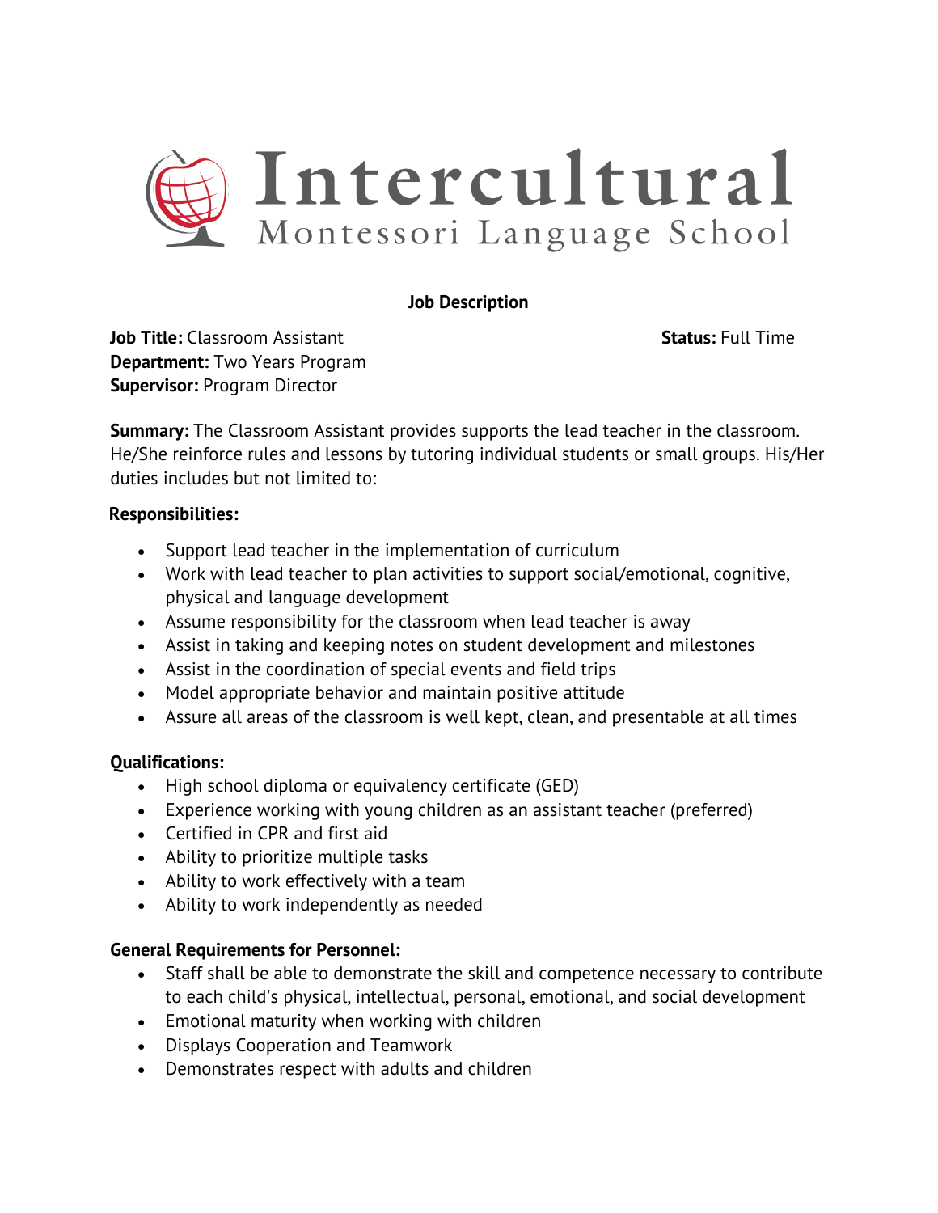# Intercultural
## Montessori Language School

**Job Description**

**Job Title:** Classroom Assistant **Status:** Full Time
**Department:** Two Years Program
**Supervisor:** Program Director

**Summary:** The Classroom Assistant provides supports the lead teacher in the classroom. He/She reinforce rules and lessons by tutoring individual students or small groups. His/Her duties includes but not limited to:

**Responsibilities:**

- Support lead teacher in the implementation of curriculum
- Work with lead teacher to plan activities to support social/emotional, cognitive, physical and language development
- Assume responsibility for the classroom when lead teacher is away
- Assist in taking and keeping notes on student development and milestones
- Assist in the coordination of special events and field trips
- Model appropriate behavior and maintain positive attitude
- Assure all areas of the classroom is well kept, clean, and presentable at all times

**Qualifications:**

- High school diploma or equivalency certificate (GED)
- Experience working with young children as an assistant teacher (preferred)
- Certified in CPR and first aid
- Ability to prioritize multiple tasks
- Ability to work effectively with a team
- Ability to work independently as needed

**General Requirements for Personnel:**

- Staff shall be able to demonstrate the skill and competence necessary to contribute to each child's physical, intellectual, personal, emotional, and social development
- Emotional maturity when working with children
- Displays Cooperation and Teamwork
- Demonstrates respect with adults and children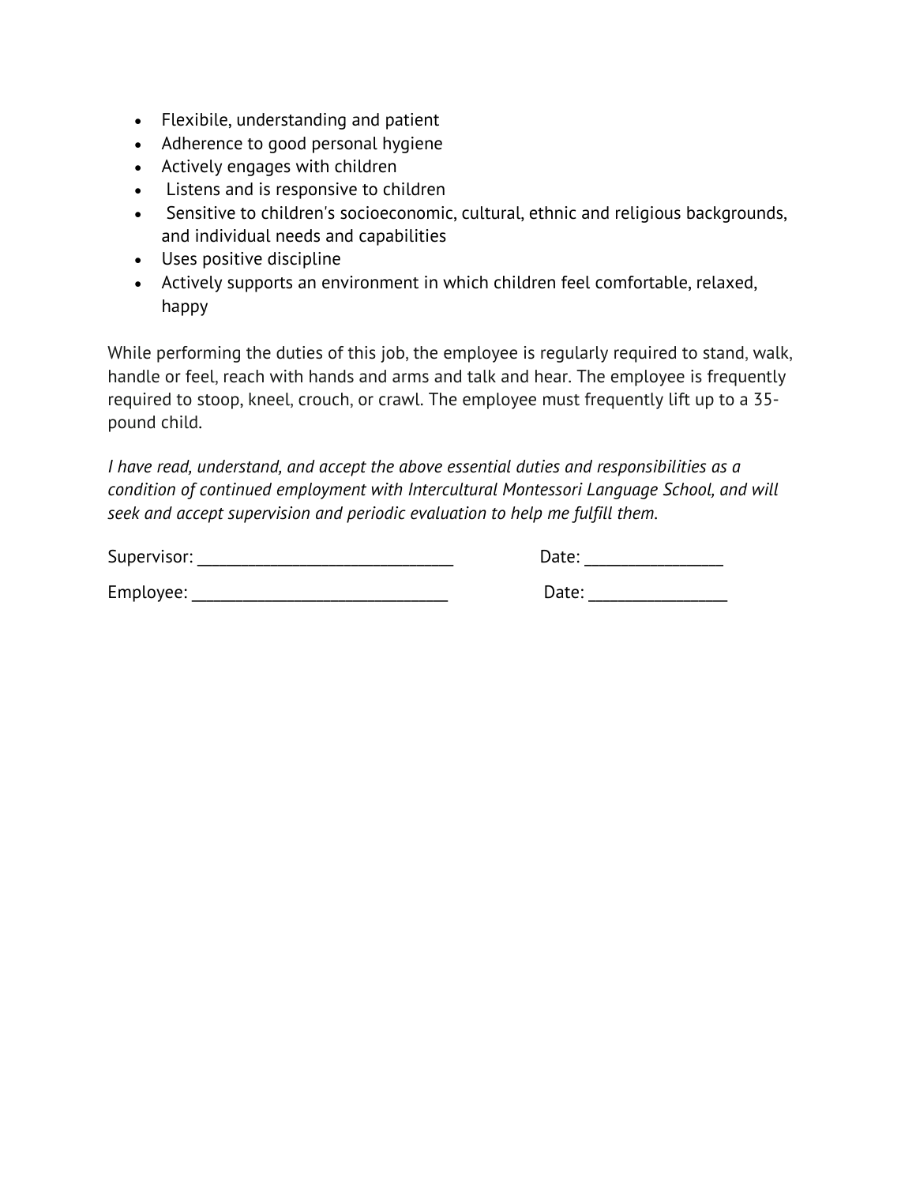- Flexibile, understanding and patient
- Adherence to good personal hygiene
- Actively engages with children
- Listens and is responsive to children
- Sensitive to children's socioeconomic, cultural, ethnic and religious backgrounds, and individual needs and capabilities
- Uses positive discipline
- Actively supports an environment in which children feel comfortable, relaxed, happy

While performing the duties of this job, the employee is regularly required to stand, walk, handle or feel, reach with hands and arms and talk and hear. The employee is frequently required to stoop, kneel, crouch, or crawl. The employee must frequently lift up to a 35-pound child.

*I have read, understand, and accept the above essential duties and responsibilities as a condition of continued employment with Intercultural Montessori Language School, and will seek and accept supervision and periodic evaluation to help me fulfill them.*

Supervisor: ______________________________ Date: ________________

Employee: ______________________________ Date: ________________